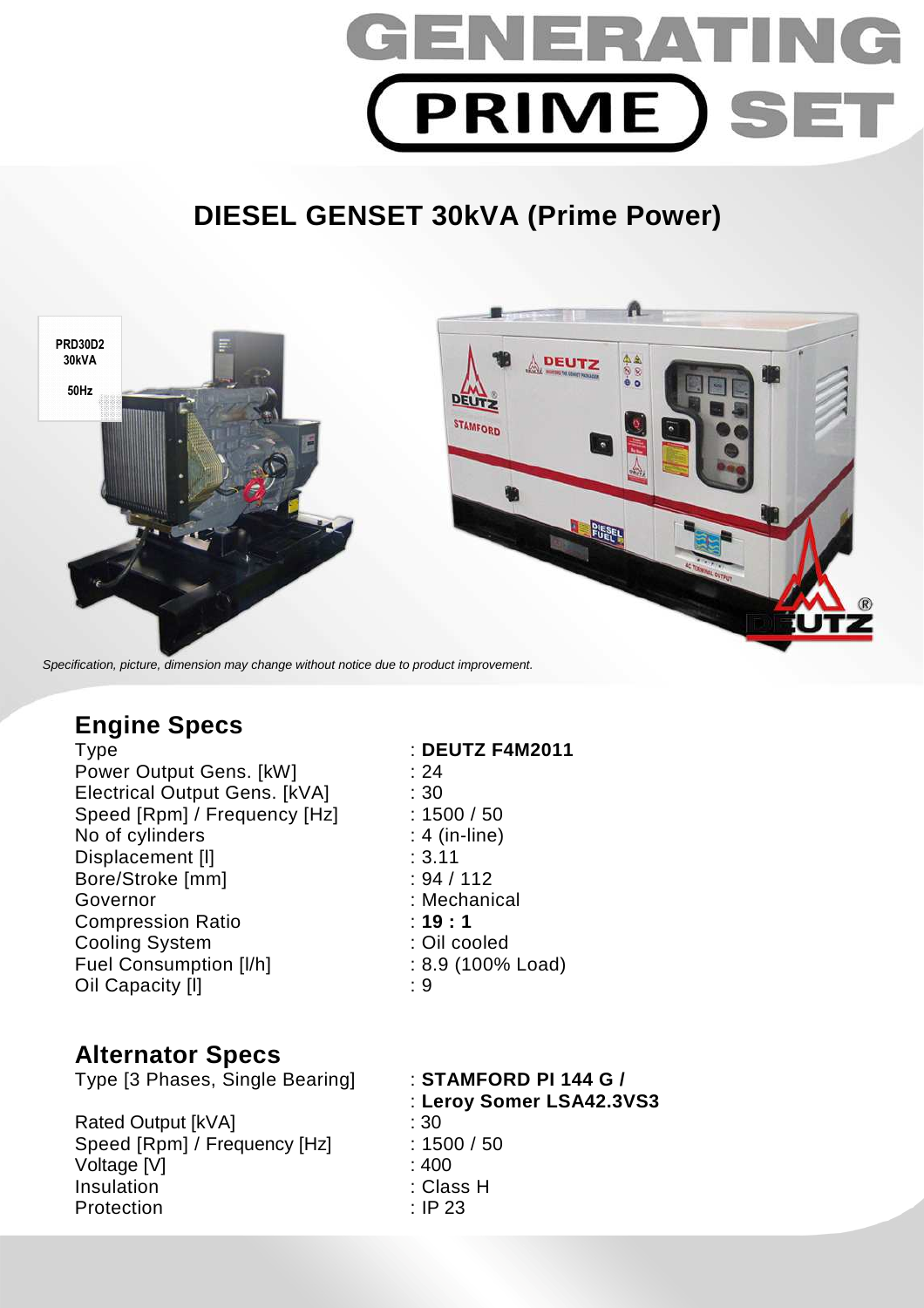# GENERATING PRIME SET

## DIESEL GENSET 30kVA (Prime Power)

PRD30D2
30kVA

50Hz

*Specification, picture, dimension may change without notice due to product improvement.*

## Engine Specs

| | |
|---|---|
| Type | : **DEUTZ F4M2011** |
| Power Output Gens. [kW] | : 24 |
| Electrical Output Gens. [kVA] | : 30 |
| Speed [Rpm] / Frequency [Hz] | : 1500 / 50 |
| No of cylinders | : 4 (in-line) |
| Displacement [l] | : 3.11 |
| Bore/Stroke [mm] | : 94 / 112 |
| Governor | : Mechanical |
| Compression Ratio | : **19 : 1** |
| Cooling System | : Oil cooled |
| Fuel Consumption [l/h] | : 8.9 (100% Load) |
| Oil Capacity [l] | : 9 |

## Alternator Specs

| | |
|---|---|
| Type [3 Phases, Single Bearing] | : **STAMFORD PI 144 G /** |
| | : **Leroy Somer LSA42.3VS3** |
| Rated Output [kVA] | : 30 |
| Speed [Rpm] / Frequency [Hz] | : 1500 / 50 |
| Voltage [V] | : 400 |
| Insulation | : Class H |
| Protection | : IP 23 |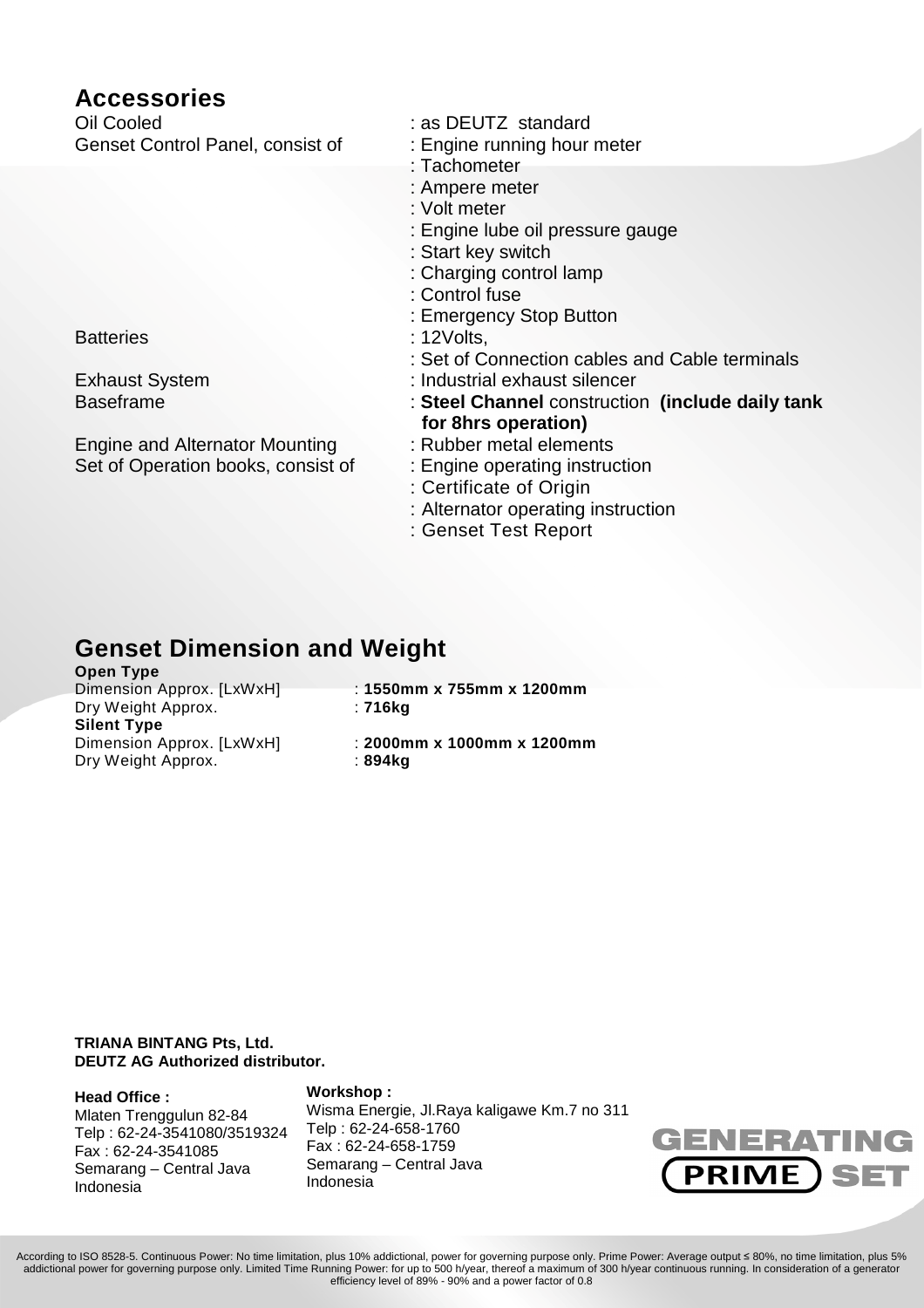## Accessories

| | |
|---|---|
| Oil Cooled | : as DEUTZ standard |
| Genset Control Panel, consist of | : Engine running hour meter |
| | : Tachometer |
| | : Ampere meter |
| | : Volt meter |
| | : Engine lube oil pressure gauge |
| | : Start key switch |
| | : Charging control lamp |
| | : Control fuse |
| | : Emergency Stop Button |
| Batteries | : 12Volts, |
| | : Set of Connection cables and Cable terminals |
| Exhaust System | : Industrial exhaust silencer |
| Baseframe | : **Steel Channel** construction **(include daily tank for 8hrs operation)** |
| Engine and Alternator Mounting | : Rubber metal elements |
| Set of Operation books, consist of | : Engine operating instruction |
| | : Certificate of Origin |
| | : Alternator operating instruction |
| | : Genset Test Report |

## Genset Dimension and Weight

**Open Type**

| | |
|---|---|
| Dimension Approx. [LxWxH] | : **1550mm x 755mm x 1200mm** |
| Dry Weight Approx. | : **716kg** |

**Silent Type**

| | |
|---|---|
| Dimension Approx. [LxWxH] | : **2000mm x 1000mm x 1200mm** |
| Dry Weight Approx. | : **894kg** |

**TRIANA BINTANG Pts, Ltd.**
**DEUTZ AG Authorized distributor.**

**Head Office :**
Mlaten Trenggulun 82-84
Telp : 62-24-3541080/3519324
Fax : 62-24-3541085
Semarang – Central Java
Indonesia

**Workshop :**
Wisma Energie, Jl.Raya kaligawe Km.7 no 311
Telp : 62-24-658-1760
Fax : 62-24-658-1759
Semarang – Central Java
Indonesia

GENERATING PRIME SET

According to ISO 8528-5. Continuous Power: No time limitation, plus 10% addictional, power for governing purpose only. Prime Power: Average output ≤ 80%, no time limitation, plus 5% addictional power for governing purpose only. Limited Time Running Power: for up to 500 h/year, thereof a maximum of 300 h/year continuous running. In consideration of a generator efficiency level of 89% - 90% and a power factor of 0.8